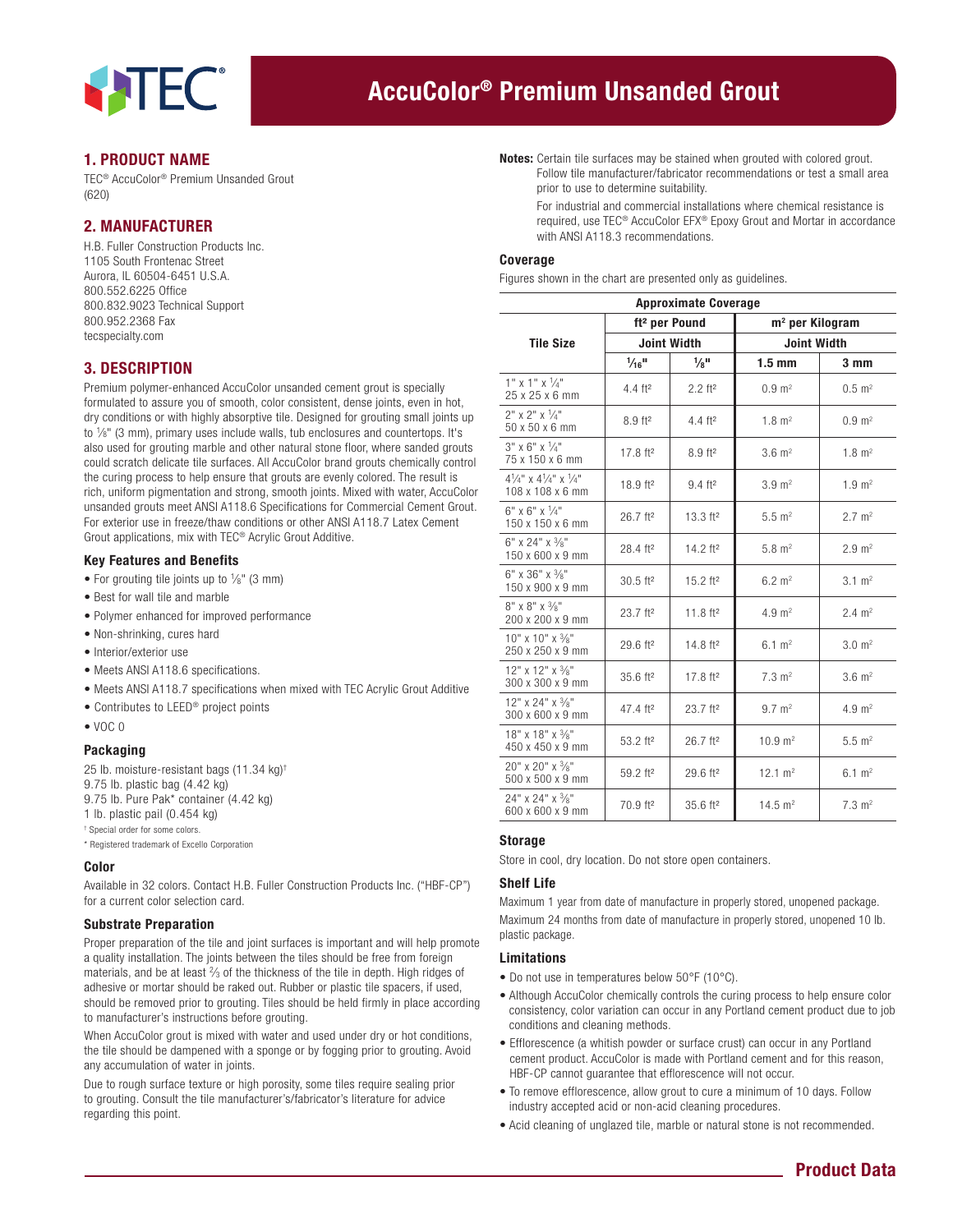# AccuColor® Premium Unsanded Grout

## 1. PRODUCT NAME

TEC® AccuColor® Premium Unsanded Grout (620)

## 2. MANUFACTURER

H.B. Fuller Construction Products Inc.
1105 South Frontenac Street
Aurora, IL 60504-6451 U.S.A.
800.552.6225 Office
800.832.9023 Technical Support
800.952.2368 Fax
tecspecialty.com

## 3. DESCRIPTION

Premium polymer-enhanced AccuColor unsanded cement grout is specially formulated to assure you of smooth, color consistent, dense joints, even in hot, dry conditions or with highly absorptive tile. Designed for grouting small joints up to ⅛" (3 mm), primary uses include walls, tub enclosures and countertops. It's also used for grouting marble and other natural stone floor, where sanded grouts could scratch delicate tile surfaces. All AccuColor brand grouts chemically control the curing process to help ensure that grouts are evenly colored. The result is rich, uniform pigmentation and strong, smooth joints. Mixed with water, AccuColor unsanded grouts meet ANSI A118.6 Specifications for Commercial Cement Grout. For exterior use in freeze/thaw conditions or other ANSI A118.7 Latex Cement Grout applications, mix with TEC® Acrylic Grout Additive.

### Key Features and Benefits

- For grouting tile joints up to ⅛" (3 mm)
- Best for wall tile and marble
- Polymer enhanced for improved performance
- Non-shrinking, cures hard
- Interior/exterior use
- Meets ANSI A118.6 specifications.
- Meets ANSI A118.7 specifications when mixed with TEC Acrylic Grout Additive
- Contributes to LEED® project points
- VOC 0

### Packaging

25 lb. moisture-resistant bags (11.34 kg)†
9.75 lb. plastic bag (4.42 kg)
9.75 lb. Pure Pak* container (4.42 kg)
1 lb. plastic pail (0.454 kg)

† Special order for some colors.
* Registered trademark of Excello Corporation

### Color

Available in 32 colors. Contact H.B. Fuller Construction Products Inc. ("HBF-CP") for a current color selection card.

### Substrate Preparation

Proper preparation of the tile and joint surfaces is important and will help promote a quality installation. The joints between the tiles should be free from foreign materials, and be at least ⅔ of the thickness of the tile in depth. High ridges of adhesive or mortar should be raked out. Rubber or plastic tile spacers, if used, should be removed prior to grouting. Tiles should be held firmly in place according to manufacturer's instructions before grouting.

When AccuColor grout is mixed with water and used under dry or hot conditions, the tile should be dampened with a sponge or by fogging prior to grouting. Avoid any accumulation of water in joints.

Due to rough surface texture or high porosity, some tiles require sealing prior to grouting. Consult the tile manufacturer's/fabricator's literature for advice regarding this point.

**Notes:** Certain tile surfaces may be stained when grouted with colored grout. Follow tile manufacturer/fabricator recommendations or test a small area prior to use to determine suitability.

For industrial and commercial installations where chemical resistance is required, use TEC® AccuColor EFX® Epoxy Grout and Mortar in accordance with ANSI A118.3 recommendations.

### Coverage

Figures shown in the chart are presented only as guidelines.

| Approximate Coverage | | | | |
|---|---|---|---|---|
| Tile Size | ft² per Pound | | m² per Kilogram | |
| | Joint Width | | Joint Width | |
| | 1/16" | ⅛" | 1.5 mm | 3 mm |
| 1" x 1" x ¼" 25 x 25 x 6 mm | 4.4 ft² | 2.2 ft² | 0.9 m² | 0.5 m² |
| 2" x 2" x ¼" 50 x 50 x 6 mm | 8.9 ft² | 4.4 ft² | 1.8 m² | 0.9 m² |
| 3" x 6" x ¼" 75 x 150 x 6 mm | 17.8 ft² | 8.9 ft² | 3.6 m² | 1.8 m² |
| 4¼" x 4¼" x ¼" 108 x 108 x 6 mm | 18.9 ft² | 9.4 ft² | 3.9 m² | 1.9 m² |
| 6" x 6" x ¼" 150 x 150 x 6 mm | 26.7 ft² | 13.3 ft² | 5.5 m² | 2.7 m² |
| 6" x 24" x ⅜" 150 x 600 x 9 mm | 28.4 ft² | 14.2 ft² | 5.8 m² | 2.9 m² |
| 6" x 36" x ⅜" 150 x 900 x 9 mm | 30.5 ft² | 15.2 ft² | 6.2 m² | 3.1 m² |
| 8" x 8" x ⅜" 200 x 200 x 9 mm | 23.7 ft² | 11.8 ft² | 4.9 m² | 2.4 m² |
| 10" x 10" x ⅜" 250 x 250 x 9 mm | 29.6 ft² | 14.8 ft² | 6.1 m² | 3.0 m² |
| 12" x 12" x ⅜" 300 x 300 x 9 mm | 35.6 ft² | 17.8 ft² | 7.3 m² | 3.6 m² |
| 12" x 24" x ⅜" 300 x 600 x 9 mm | 47.4 ft² | 23.7 ft² | 9.7 m² | 4.9 m² |
| 18" x 18" x ⅜" 450 x 450 x 9 mm | 53.2 ft² | 26.7 ft² | 10.9 m² | 5.5 m² |
| 20" x 20" x ⅜" 500 x 500 x 9 mm | 59.2 ft² | 29.6 ft² | 12.1 m² | 6.1 m² |
| 24" x 24" x ⅜" 600 x 600 x 9 mm | 70.9 ft² | 35.6 ft² | 14.5 m² | 7.3 m² |

### Storage

Store in cool, dry location. Do not store open containers.

### Shelf Life

Maximum 1 year from date of manufacture in properly stored, unopened package.

Maximum 24 months from date of manufacture in properly stored, unopened 10 lb. plastic package.

### Limitations

- Do not use in temperatures below 50°F (10°C).
- Although AccuColor chemically controls the curing process to help ensure color consistency, color variation can occur in any Portland cement product due to job conditions and cleaning methods.
- Efflorescence (a whitish powder or surface crust) can occur in any Portland cement product. AccuColor is made with Portland cement and for this reason, HBF-CP cannot guarantee that efflorescence will not occur.
- To remove efflorescence, allow grout to cure a minimum of 10 days. Follow industry accepted acid or non-acid cleaning procedures.
- Acid cleaning of unglazed tile, marble or natural stone is not recommended.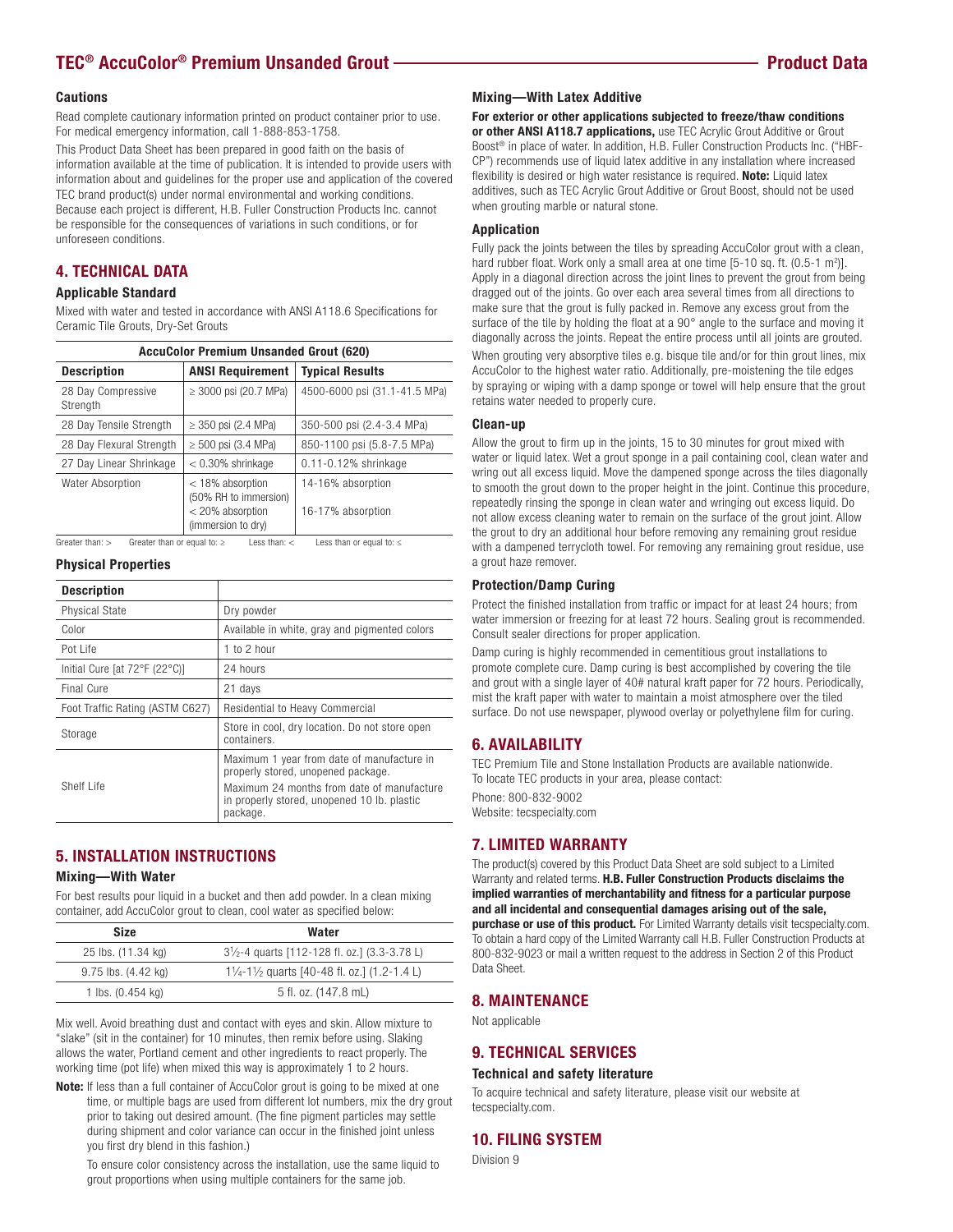### Cautions

Read complete cautionary information printed on product container prior to use. For medical emergency information, call 1-888-853-1758.

This Product Data Sheet has been prepared in good faith on the basis of information available at the time of publication. It is intended to provide users with information about and guidelines for the proper use and application of the covered TEC brand product(s) under normal environmental and working conditions. Because each project is different, H.B. Fuller Construction Products Inc. cannot be responsible for the consequences of variations in such conditions, or for unforeseen conditions.

## 4. TECHNICAL DATA

### Applicable Standard

Mixed with water and tested in accordance with ANSI A118.6 Specifications for Ceramic Tile Grouts, Dry-Set Grouts

| AccuColor Premium Unsanded Grout (620) | | |
|---|---|---|
| **Description** | **ANSI Requirement** | **Typical Results** |
| 28 Day Compressive Strength | ≥ 3000 psi (20.7 MPa) | 4500-6000 psi (31.1-41.5 MPa) |
| 28 Day Tensile Strength | ≥ 350 psi (2.4 MPa) | 350-500 psi (2.4-3.4 MPa) |
| 28 Day Flexural Strength | ≥ 500 psi (3.4 MPa) | 850-1100 psi (5.8-7.5 MPa) |
| 27 Day Linear Shrinkage | < 0.30% shrinkage | 0.11-0.12% shrinkage |
| Water Absorption | < 18% absorption (50% RH to immersion)<br>< 20% absorption (immersion to dry) | 14-16% absorption<br>16-17% absorption |

Greater than: >  Greater than or equal to: ≥  Less than: <  Less than or equal to: ≤

### Physical Properties

| Description | |
|---|---|
| Physical State | Dry powder |
| Color | Available in white, gray and pigmented colors |
| Pot Life | 1 to 2 hour |
| Initial Cure [at 72°F (22°C)] | 24 hours |
| Final Cure | 21 days |
| Foot Traffic Rating (ASTM C627) | Residential to Heavy Commercial |
| Storage | Store in cool, dry location. Do not store open containers. |
| Shelf Life | Maximum 1 year from date of manufacture in properly stored, unopened package.<br>Maximum 24 months from date of manufacture in properly stored, unopened 10 lb. plastic package. |

## 5. INSTALLATION INSTRUCTIONS

### Mixing—With Water

For best results pour liquid in a bucket and then add powder. In a clean mixing container, add AccuColor grout to clean, cool water as specified below:

| Size | Water |
|---|---|
| 25 lbs. (11.34 kg) | 3½-4 quarts [112-128 fl. oz.] (3.3-3.78 L) |
| 9.75 lbs. (4.42 kg) | 1¼-1½ quarts [40-48 fl. oz.] (1.2-1.4 L) |
| 1 lbs. (0.454 kg) | 5 fl. oz. (147.8 mL) |

Mix well. Avoid breathing dust and contact with eyes and skin. Allow mixture to "slake" (sit in the container) for 10 minutes, then remix before using. Slaking allows the water, Portland cement and other ingredients to react properly. The working time (pot life) when mixed this way is approximately 1 to 2 hours.

**Note:** If less than a full container of AccuColor grout is going to be mixed at one time, or multiple bags are used from different lot numbers, mix the dry grout prior to taking out desired amount. (The fine pigment particles may settle during shipment and color variance can occur in the finished joint unless you first dry blend in this fashion.)

To ensure color consistency across the installation, use the same liquid to grout proportions when using multiple containers for the same job.

### Mixing—With Latex Additive

**For exterior or other applications subjected to freeze/thaw conditions or other ANSI A118.7 applications,** use TEC Acrylic Grout Additive or Grout Boost® in place of water. In addition, H.B. Fuller Construction Products Inc. ("HBF-CP") recommends use of liquid latex additive in any installation where increased flexibility is desired or high water resistance is required. **Note:** Liquid latex additives, such as TEC Acrylic Grout Additive or Grout Boost, should not be used when grouting marble or natural stone.

### Application

Fully pack the joints between the tiles by spreading AccuColor grout with a clean, hard rubber float. Work only a small area at one time [5-10 sq. ft. (0.5-1 m²)]. Apply in a diagonal direction across the joint lines to prevent the grout from being dragged out of the joints. Go over each area several times from all directions to make sure that the grout is fully packed in. Remove any excess grout from the surface of the tile by holding the float at a 90° angle to the surface and moving it diagonally across the joints. Repeat the entire process until all joints are grouted.

When grouting very absorptive tiles e.g. bisque tile and/or for thin grout lines, mix AccuColor to the highest water ratio. Additionally, pre-moistening the tile edges by spraying or wiping with a damp sponge or towel will help ensure that the grout retains water needed to properly cure.

### Clean-up

Allow the grout to firm up in the joints, 15 to 30 minutes for grout mixed with water or liquid latex. Wet a grout sponge in a pail containing cool, clean water and wring out all excess liquid. Move the dampened sponge across the tiles diagonally to smooth the grout down to the proper height in the joint. Continue this procedure, repeatedly rinsing the sponge in clean water and wringing out excess liquid. Do not allow excess cleaning water to remain on the surface of the grout joint. Allow the grout to dry an additional hour before removing any remaining grout residue with a dampened terrycloth towel. For removing any remaining grout residue, use a grout haze remover.

### Protection/Damp Curing

Protect the finished installation from traffic or impact for at least 24 hours; from water immersion or freezing for at least 72 hours. Sealing grout is recommended. Consult sealer directions for proper application.

Damp curing is highly recommended in cementitious grout installations to promote complete cure. Damp curing is best accomplished by covering the tile and grout with a single layer of 40# natural kraft paper for 72 hours. Periodically, mist the kraft paper with water to maintain a moist atmosphere over the tiled surface. Do not use newspaper, plywood overlay or polyethylene film for curing.

## 6. AVAILABILITY

TEC Premium Tile and Stone Installation Products are available nationwide. To locate TEC products in your area, please contact:

Phone: 800-832-9002
Website: tecspecialty.com

## 7. LIMITED WARRANTY

The product(s) covered by this Product Data Sheet are sold subject to a Limited Warranty and related terms. **H.B. Fuller Construction Products disclaims the implied warranties of merchantability and fitness for a particular purpose and all incidental and consequential damages arising out of the sale, purchase or use of this product.** For Limited Warranty details visit tecspecialty.com. To obtain a hard copy of the Limited Warranty call H.B. Fuller Construction Products at 800-832-9023 or mail a written request to the address in Section 2 of this Product Data Sheet.

## 8. MAINTENANCE

Not applicable

## 9. TECHNICAL SERVICES

### Technical and safety literature

To acquire technical and safety literature, please visit our website at tecspecialty.com.

## 10. FILING SYSTEM

Division 9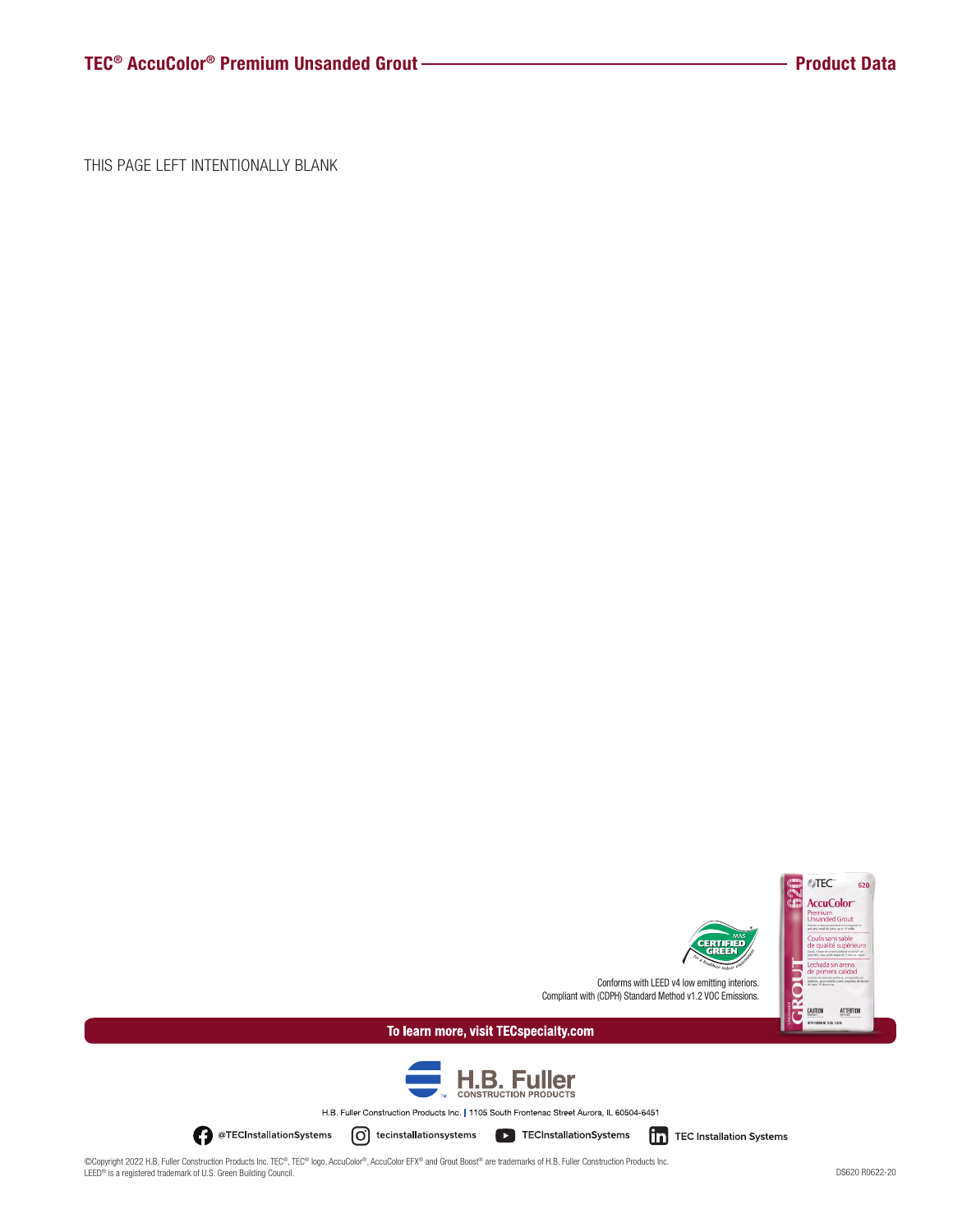THIS PAGE LEFT INTENTIONALLY BLANK

Conforms with LEED v4 low emitting interiors.
Compliant with (CDPH) Standard Method v1.2 VOC Emissions.

**To learn more, visit TECspecialty.com**

H.B. Fuller Construction Products Inc. | 1105 South Frontenac Street Aurora, IL 60504-6451

@TECInstallationSystems tecinstallationsystems TECInstallationSystems TEC Installation Systems

©Copyright 2022 H.B. Fuller Construction Products Inc. TEC®, TEC® logo, AccuColor®, AccuColor EFX® and Grout Boost® are trademarks of H.B. Fuller Construction Products Inc.
LEED® is a registered trademark of U.S. Green Building Council.

DS620 R0622-20